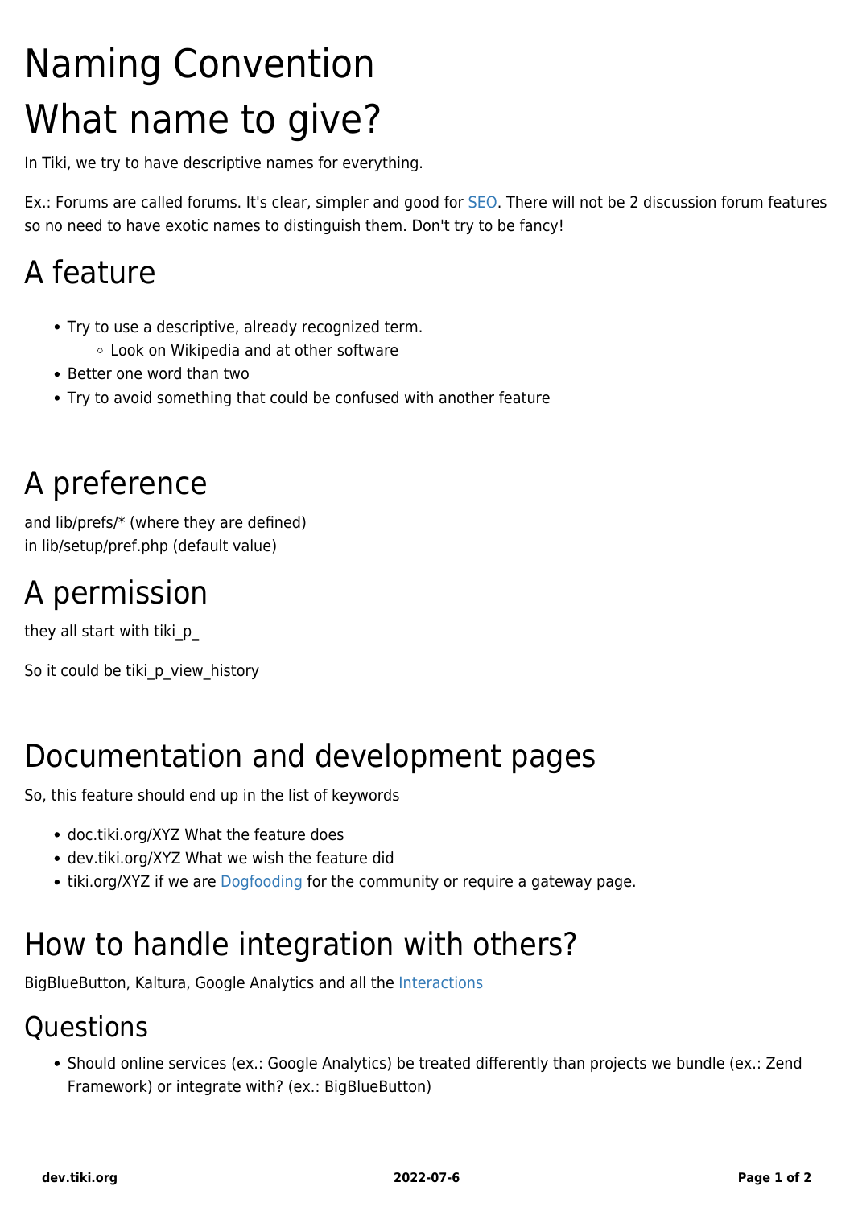# Naming Convention

# What name to give?

In Tiki, we try to have descriptive names for everything.

Ex.: Forums are called forums. It's clear, simpler and good for SEO. There will not be 2 discussion forum features so no need to have exotic names to distinguish them. Don't try to be fancy!

## A feature

- Try to use a descriptive, already recognized term.
  - Look on Wikipedia and at other software
- Better one word than two
- Try to avoid something that could be confused with another feature

## A preference

and lib/prefs/* (where they are defined)
in lib/setup/pref.php (default value)

## A permission

they all start with tiki_p_

So it could be tiki_p_view_history

## Documentation and development pages

So, this feature should end up in the list of keywords

- doc.tiki.org/XYZ What the feature does
- dev.tiki.org/XYZ What we wish the feature did
- tiki.org/XYZ if we are Dogfooding for the community or require a gateway page.

## How to handle integration with others?

BigBlueButton, Kaltura, Google Analytics and all the Interactions

### Questions

- Should online services (ex.: Google Analytics) be treated differently than projects we bundle (ex.: Zend Framework) or integrate with? (ex.: BigBlueButton)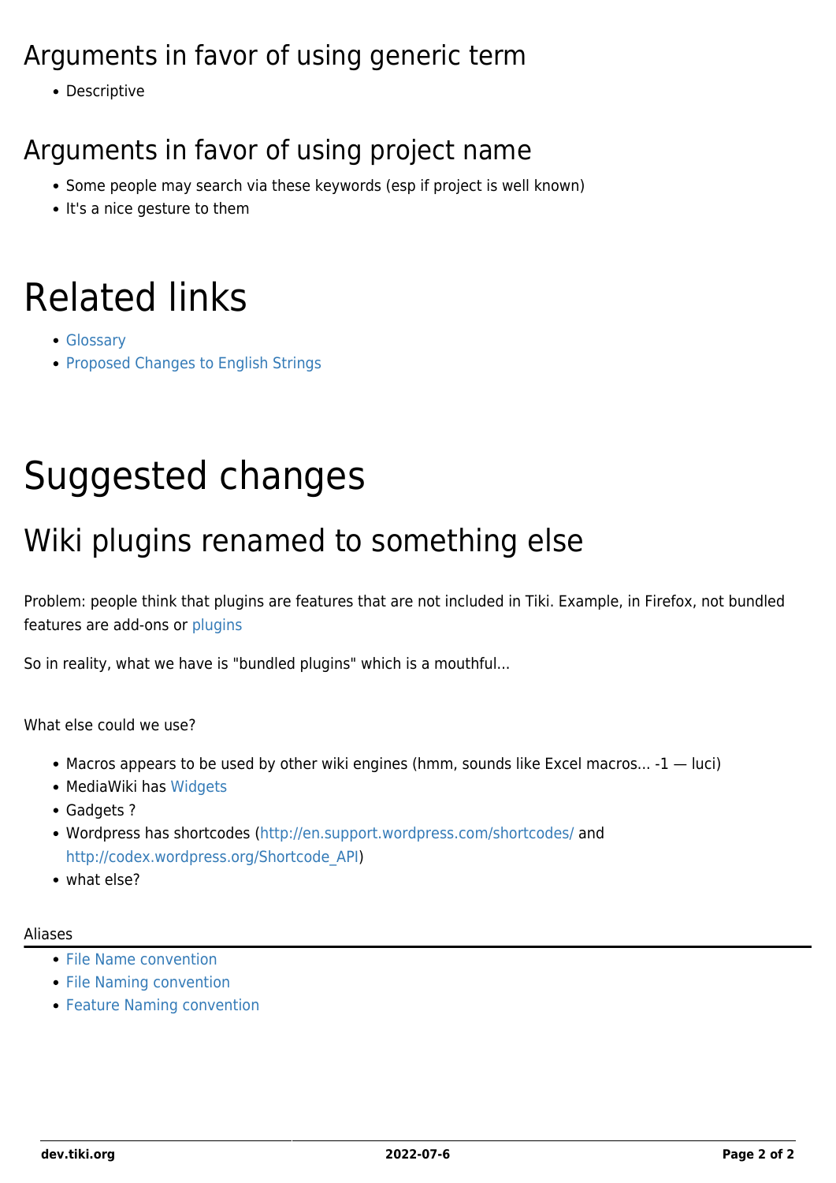## Arguments in favor of using generic term

- Descriptive

## Arguments in favor of using project name

- Some people may search via these keywords (esp if project is well known)
- It's a nice gesture to them

# Related links

- Glossary
- Proposed Changes to English Strings

# Suggested changes

## Wiki plugins renamed to something else

Problem: people think that plugins are features that are not included in Tiki. Example, in Firefox, not bundled features are add-ons or plugins

So in reality, what we have is "bundled plugins" which is a mouthful...

What else could we use?

- Macros appears to be used by other wiki engines (hmm, sounds like Excel macros... -1 — luci)
- MediaWiki has Widgets
- Gadgets ?
- Wordpress has shortcodes (http://en.support.wordpress.com/shortcodes/ and http://codex.wordpress.org/Shortcode_API)
- what else?

Aliases

- File Name convention
- File Naming convention
- Feature Naming convention